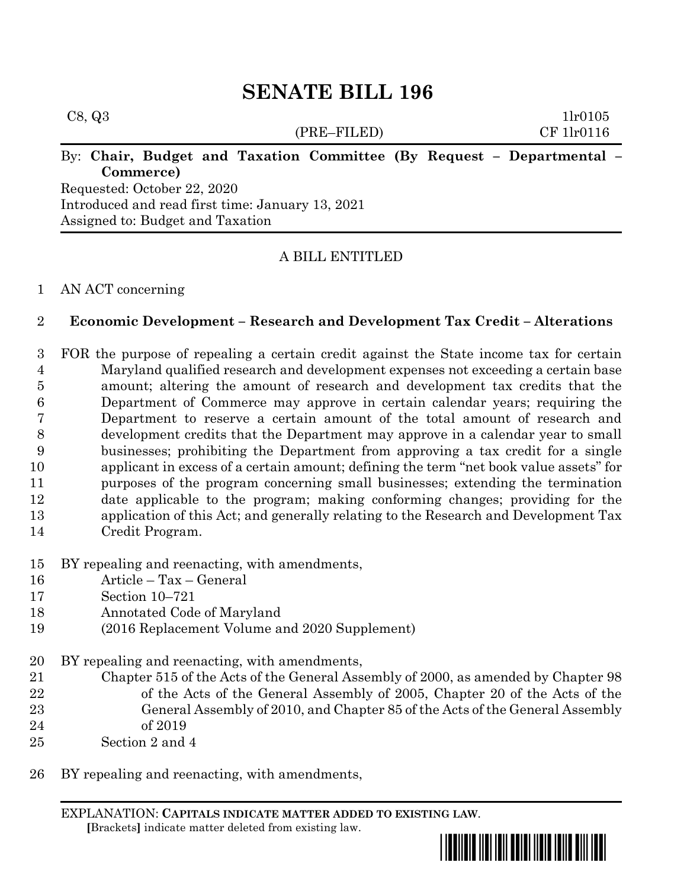# SENATE BILL 196

C8, Q3 1lr0105
(PRE–FILED) CF 1lr0116

By: **Chair, Budget and Taxation Committee (By Request – Departmental – Commerce)**
Requested: October 22, 2020
Introduced and read first time: January 13, 2021
Assigned to: Budget and Taxation

A BILL ENTITLED

1 AN ACT concerning

2 **Economic Development – Research and Development Tax Credit – Alterations**

3 FOR the purpose of repealing a certain credit against the State income tax for certain
4 Maryland qualified research and development expenses not exceeding a certain base
5 amount; altering the amount of research and development tax credits that the
6 Department of Commerce may approve in certain calendar years; requiring the
7 Department to reserve a certain amount of the total amount of research and
8 development credits that the Department may approve in a calendar year to small
9 businesses; prohibiting the Department from approving a tax credit for a single
10 applicant in excess of a certain amount; defining the term "net book value assets" for
11 purposes of the program concerning small businesses; extending the termination
12 date applicable to the program; making conforming changes; providing for the
13 application of this Act; and generally relating to the Research and Development Tax
14 Credit Program.

15 BY repealing and reenacting, with amendments,
16 Article – Tax – General
17 Section 10–721
18 Annotated Code of Maryland
19 (2016 Replacement Volume and 2020 Supplement)

20 BY repealing and reenacting, with amendments,
21 Chapter 515 of the Acts of the General Assembly of 2000, as amended by Chapter 98
22 of the Acts of the General Assembly of 2005, Chapter 20 of the Acts of the
23 General Assembly of 2010, and Chapter 85 of the Acts of the General Assembly
24 of 2019
25 Section 2 and 4

26 BY repealing and reenacting, with amendments,

EXPLANATION: **CAPITALS INDICATE MATTER ADDED TO EXISTING LAW.**
**[**Brackets**]** indicate matter deleted from existing law.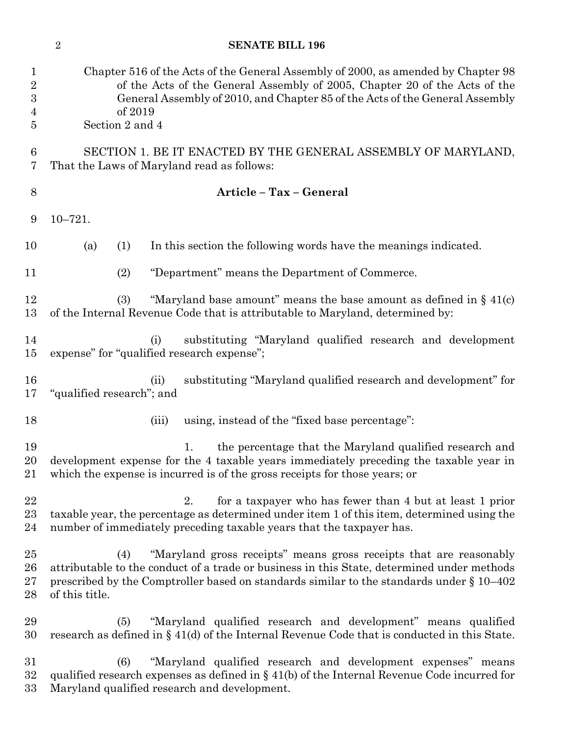Chapter 516 of the Acts of the General Assembly of 2000, as amended by Chapter 98 of the Acts of the General Assembly of 2005, Chapter 20 of the Acts of the General Assembly of 2010, and Chapter 85 of the Acts of the General Assembly of 2019

Section 2 and 4

SECTION 1. BE IT ENACTED BY THE GENERAL ASSEMBLY OF MARYLAND, That the Laws of Maryland read as follows:

## Article – Tax – General

10–721.

(a) (1) In this section the following words have the meanings indicated.

(2) "Department" means the Department of Commerce.

(3) "Maryland base amount" means the base amount as defined in § 41(c) of the Internal Revenue Code that is attributable to Maryland, determined by:

(i) substituting "Maryland qualified research and development expense" for "qualified research expense";

(ii) substituting "Maryland qualified research and development" for "qualified research"; and

(iii) using, instead of the "fixed base percentage":

1. the percentage that the Maryland qualified research and development expense for the 4 taxable years immediately preceding the taxable year in which the expense is incurred is of the gross receipts for those years; or

2. for a taxpayer who has fewer than 4 but at least 1 prior taxable year, the percentage as determined under item 1 of this item, determined using the number of immediately preceding taxable years that the taxpayer has.

(4) "Maryland gross receipts" means gross receipts that are reasonably attributable to the conduct of a trade or business in this State, determined under methods prescribed by the Comptroller based on standards similar to the standards under § 10–402 of this title.

(5) "Maryland qualified research and development" means qualified research as defined in § 41(d) of the Internal Revenue Code that is conducted in this State.

(6) "Maryland qualified research and development expenses" means qualified research expenses as defined in § 41(b) of the Internal Revenue Code incurred for Maryland qualified research and development.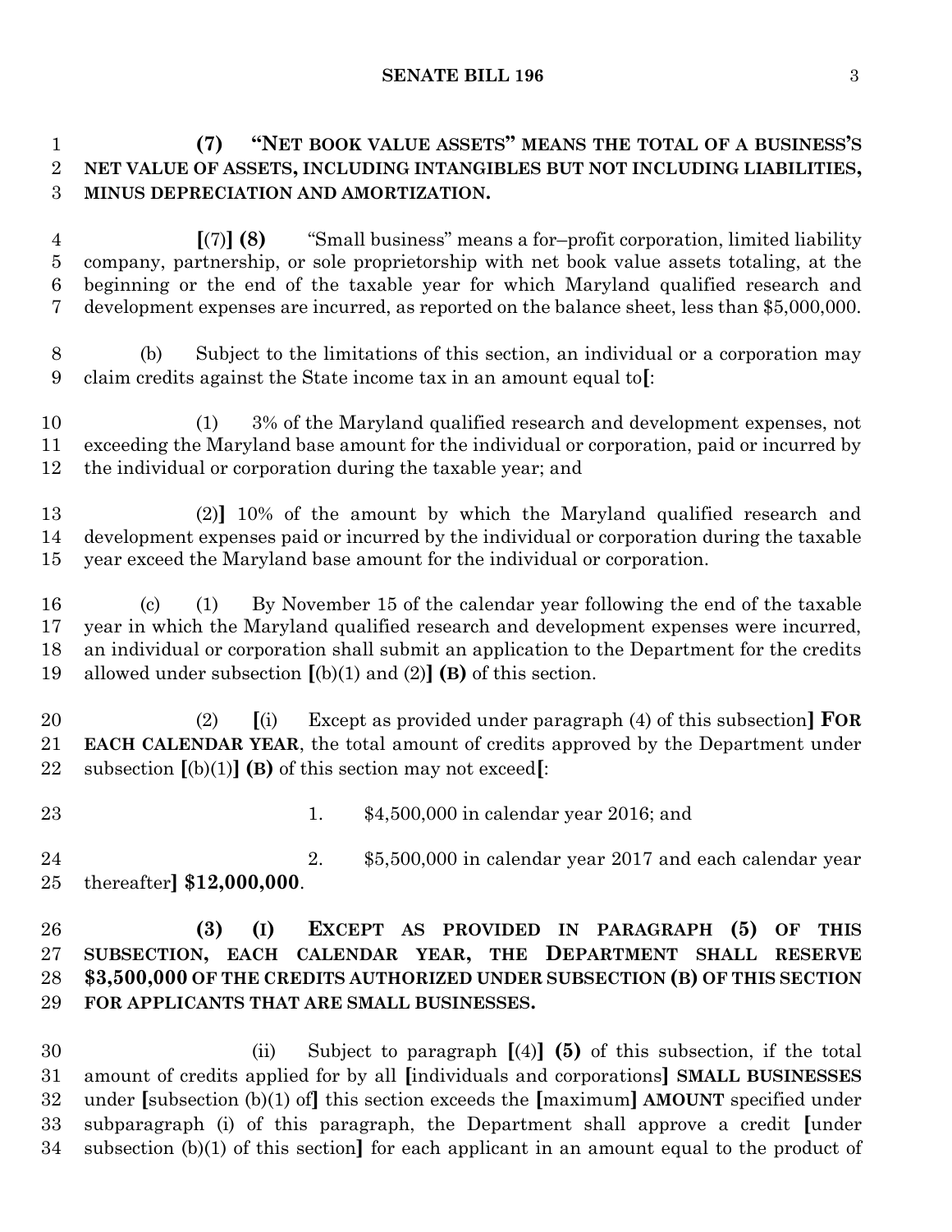**(7) "NET BOOK VALUE ASSETS" MEANS THE TOTAL OF A BUSINESS'S NET VALUE OF ASSETS, INCLUDING INTANGIBLES BUT NOT INCLUDING LIABILITIES, MINUS DEPRECIATION AND AMORTIZATION.**

**[**(7)**] (8)** "Small business" means a for–profit corporation, limited liability company, partnership, or sole proprietorship with net book value assets totaling, at the beginning or the end of the taxable year for which Maryland qualified research and development expenses are incurred, as reported on the balance sheet, less than $5,000,000.

(b) Subject to the limitations of this section, an individual or a corporation may claim credits against the State income tax in an amount equal to**[**:

(1) 3% of the Maryland qualified research and development expenses, not exceeding the Maryland base amount for the individual or corporation, paid or incurred by the individual or corporation during the taxable year; and

(2)**]** 10% of the amount by which the Maryland qualified research and development expenses paid or incurred by the individual or corporation during the taxable year exceed the Maryland base amount for the individual or corporation.

(c) (1) By November 15 of the calendar year following the end of the taxable year in which the Maryland qualified research and development expenses were incurred, an individual or corporation shall submit an application to the Department for the credits allowed under subsection **[**(b)(1) and (2)**] (B)** of this section.

(2) **[**(i) Except as provided under paragraph (4) of this subsection**] FOR EACH CALENDAR YEAR**, the total amount of credits approved by the Department under subsection **[**(b)(1)**] (B)** of this section may not exceed**[**:

1. $4,500,000 in calendar year 2016; and

2. $5,500,000 in calendar year 2017 and each calendar year thereafter**] $12,000,000**.

**(3) (I) EXCEPT AS PROVIDED IN PARAGRAPH (5) OF THIS SUBSECTION, EACH CALENDAR YEAR, THE DEPARTMENT SHALL RESERVE $3,500,000 OF THE CREDITS AUTHORIZED UNDER SUBSECTION (B) OF THIS SECTION FOR APPLICANTS THAT ARE SMALL BUSINESSES.**

(ii) Subject to paragraph **[**(4)**] (5)** of this subsection, if the total amount of credits applied for by all **[**individuals and corporations**] SMALL BUSINESSES** under **[**subsection (b)(1) of**]** this section exceeds the **[**maximum**] AMOUNT** specified under subparagraph (i) of this paragraph, the Department shall approve a credit **[**under subsection (b)(1) of this section**]** for each applicant in an amount equal to the product of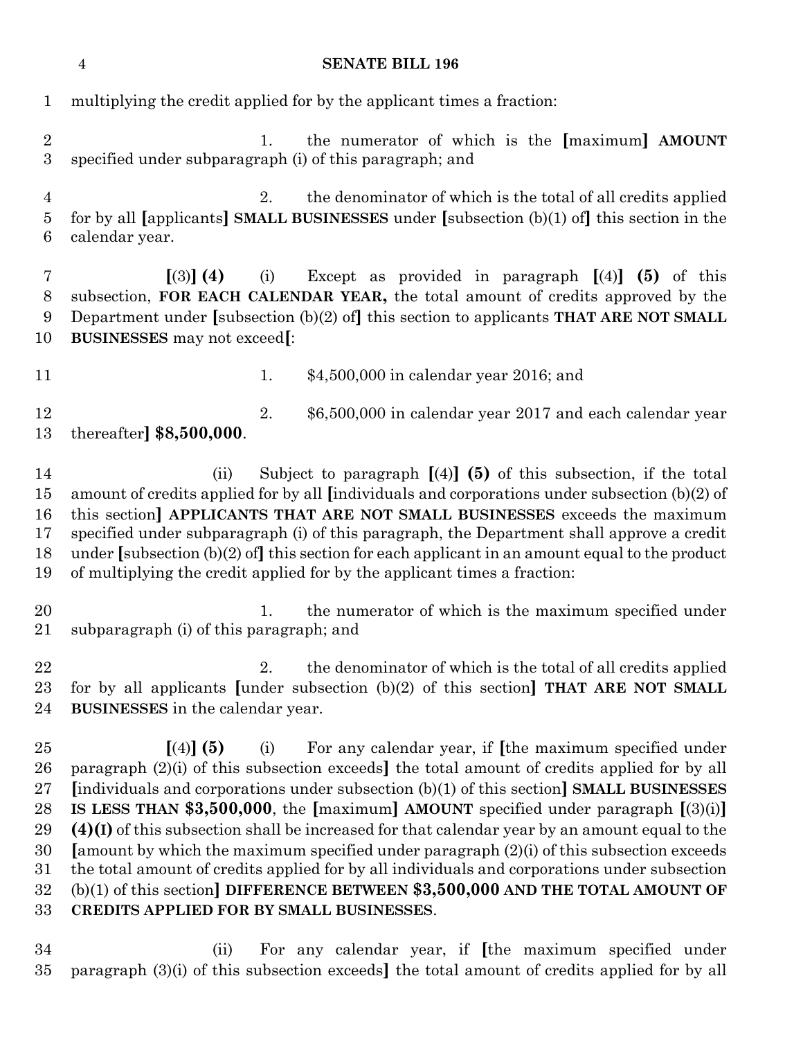multiplying the credit applied for by the applicant times a fraction:

1. the numerator of which is the [maximum] **AMOUNT** specified under subparagraph (i) of this paragraph; and

2. the denominator of which is the total of all credits applied for by all [applicants] **SMALL BUSINESSES** under [subsection (b)(1) of] this section in the calendar year.

[(3)] **(4)** (i) Except as provided in paragraph [(4)] **(5)** of this subsection, **FOR EACH CALENDAR YEAR,** the total amount of credits approved by the Department under [subsection (b)(2) of] this section to applicants **THAT ARE NOT SMALL BUSINESSES** may not exceed[:

1. $4,500,000 in calendar year 2016; and

2. $6,500,000 in calendar year 2017 and each calendar year thereafter] **$8,500,000**.

(ii) Subject to paragraph [(4)] **(5)** of this subsection, if the total amount of credits applied for by all [individuals and corporations under subsection (b)(2) of this section] **APPLICANTS THAT ARE NOT SMALL BUSINESSES** exceeds the maximum specified under subparagraph (i) of this paragraph, the Department shall approve a credit under [subsection (b)(2) of] this section for each applicant in an amount equal to the product of multiplying the credit applied for by the applicant times a fraction:

1. the numerator of which is the maximum specified under subparagraph (i) of this paragraph; and

2. the denominator of which is the total of all credits applied for by all applicants [under subsection (b)(2) of this section] **THAT ARE NOT SMALL BUSINESSES** in the calendar year.

[(4)] **(5)** (i) For any calendar year, if [the maximum specified under paragraph (2)(i) of this subsection exceeds] the total amount of credits applied for by all [individuals and corporations under subsection (b)(1) of this section] **SMALL BUSINESSES IS LESS THAN $3,500,000**, the [maximum] **AMOUNT** specified under paragraph [(3)(i)] **(4)(I)** of this subsection shall be increased for that calendar year by an amount equal to the [amount by which the maximum specified under paragraph (2)(i) of this subsection exceeds the total amount of credits applied for by all individuals and corporations under subsection (b)(1) of this section] **DIFFERENCE BETWEEN $3,500,000 AND THE TOTAL AMOUNT OF CREDITS APPLIED FOR BY SMALL BUSINESSES**.

(ii) For any calendar year, if [the maximum specified under paragraph (3)(i) of this subsection exceeds] the total amount of credits applied for by all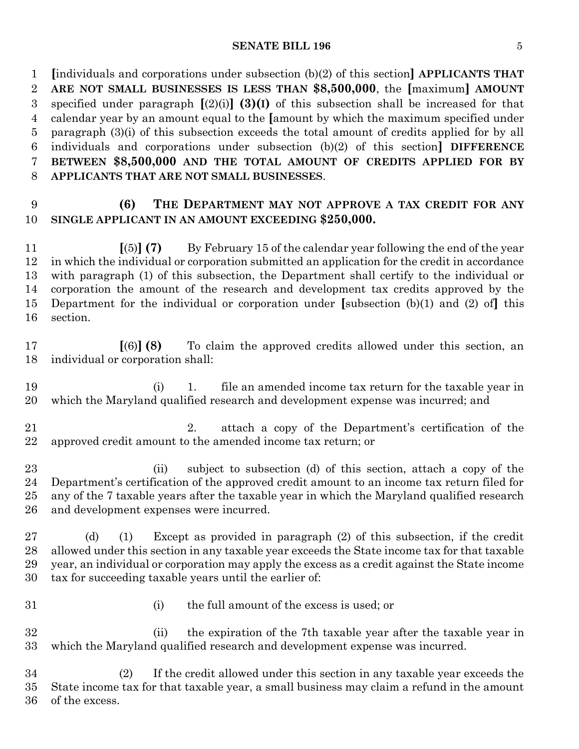[individuals and corporations under subsection (b)(2) of this section] **APPLICANTS THAT ARE NOT SMALL BUSINESSES IS LESS THAN $8,500,000**, the [maximum] **AMOUNT** specified under paragraph [(2)(i)] **(3)(I)** of this subsection shall be increased for that calendar year by an amount equal to the [amount by which the maximum specified under paragraph (3)(i) of this subsection exceeds the total amount of credits applied for by all individuals and corporations under subsection (b)(2) of this section] **DIFFERENCE BETWEEN $8,500,000 AND THE TOTAL AMOUNT OF CREDITS APPLIED FOR BY APPLICANTS THAT ARE NOT SMALL BUSINESSES**.

**(6) THE DEPARTMENT MAY NOT APPROVE A TAX CREDIT FOR ANY SINGLE APPLICANT IN AN AMOUNT EXCEEDING $250,000.**

[(5)] **(7)** By February 15 of the calendar year following the end of the year in which the individual or corporation submitted an application for the credit in accordance with paragraph (1) of this subsection, the Department shall certify to the individual or corporation the amount of the research and development tax credits approved by the Department for the individual or corporation under [subsection (b)(1) and (2) of] this section.

[(6)] **(8)** To claim the approved credits allowed under this section, an individual or corporation shall:

(i) 1. file an amended income tax return for the taxable year in which the Maryland qualified research and development expense was incurred; and

2. attach a copy of the Department's certification of the approved credit amount to the amended income tax return; or

(ii) subject to subsection (d) of this section, attach a copy of the Department's certification of the approved credit amount to an income tax return filed for any of the 7 taxable years after the taxable year in which the Maryland qualified research and development expenses were incurred.

(d) (1) Except as provided in paragraph (2) of this subsection, if the credit allowed under this section in any taxable year exceeds the State income tax for that taxable year, an individual or corporation may apply the excess as a credit against the State income tax for succeeding taxable years until the earlier of:

(i) the full amount of the excess is used; or

(ii) the expiration of the 7th taxable year after the taxable year in which the Maryland qualified research and development expense was incurred.

(2) If the credit allowed under this section in any taxable year exceeds the State income tax for that taxable year, a small business may claim a refund in the amount of the excess.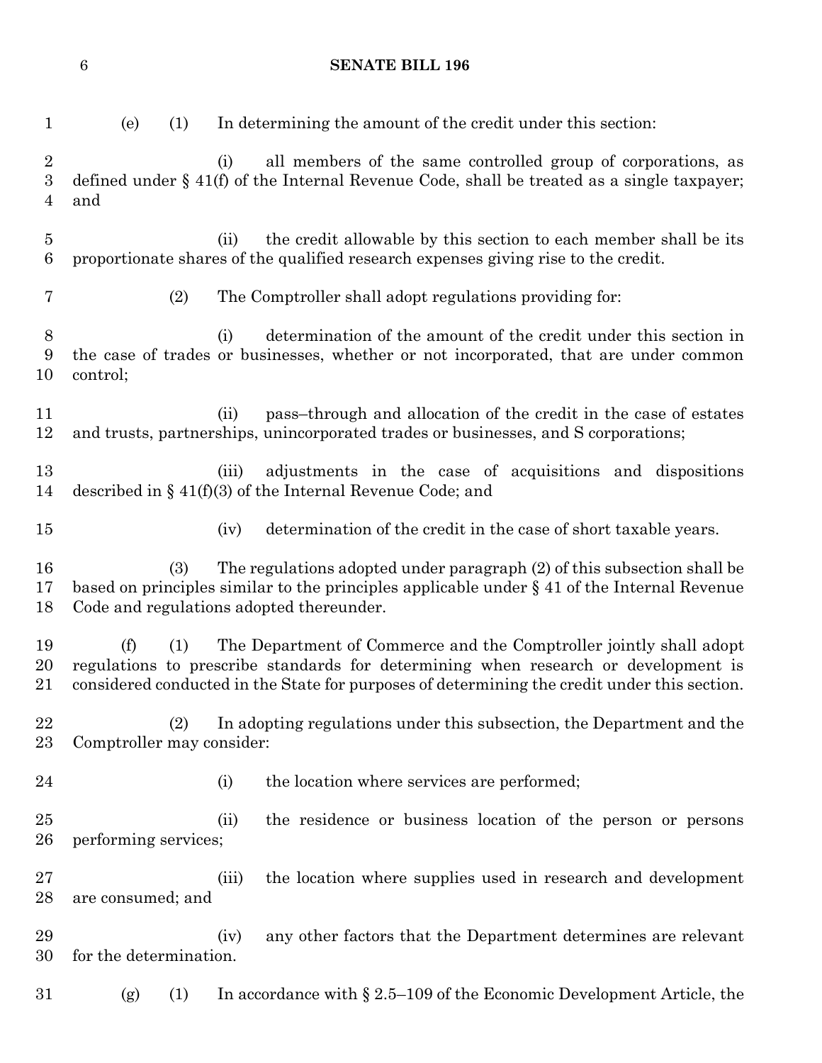(e) (1) In determining the amount of the credit under this section:

(i) all members of the same controlled group of corporations, as defined under § 41(f) of the Internal Revenue Code, shall be treated as a single taxpayer; and

(ii) the credit allowable by this section to each member shall be its proportionate shares of the qualified research expenses giving rise to the credit.

(2) The Comptroller shall adopt regulations providing for:

(i) determination of the amount of the credit under this section in the case of trades or businesses, whether or not incorporated, that are under common control;

(ii) pass–through and allocation of the credit in the case of estates and trusts, partnerships, unincorporated trades or businesses, and S corporations;

(iii) adjustments in the case of acquisitions and dispositions described in § 41(f)(3) of the Internal Revenue Code; and

(iv) determination of the credit in the case of short taxable years.

(3) The regulations adopted under paragraph (2) of this subsection shall be based on principles similar to the principles applicable under § 41 of the Internal Revenue Code and regulations adopted thereunder.

(f) (1) The Department of Commerce and the Comptroller jointly shall adopt regulations to prescribe standards for determining when research or development is considered conducted in the State for purposes of determining the credit under this section.

(2) In adopting regulations under this subsection, the Department and the Comptroller may consider:

(i) the location where services are performed;

(ii) the residence or business location of the person or persons performing services;

(iii) the location where supplies used in research and development are consumed; and

(iv) any other factors that the Department determines are relevant for the determination.

(g) (1) In accordance with § 2.5–109 of the Economic Development Article, the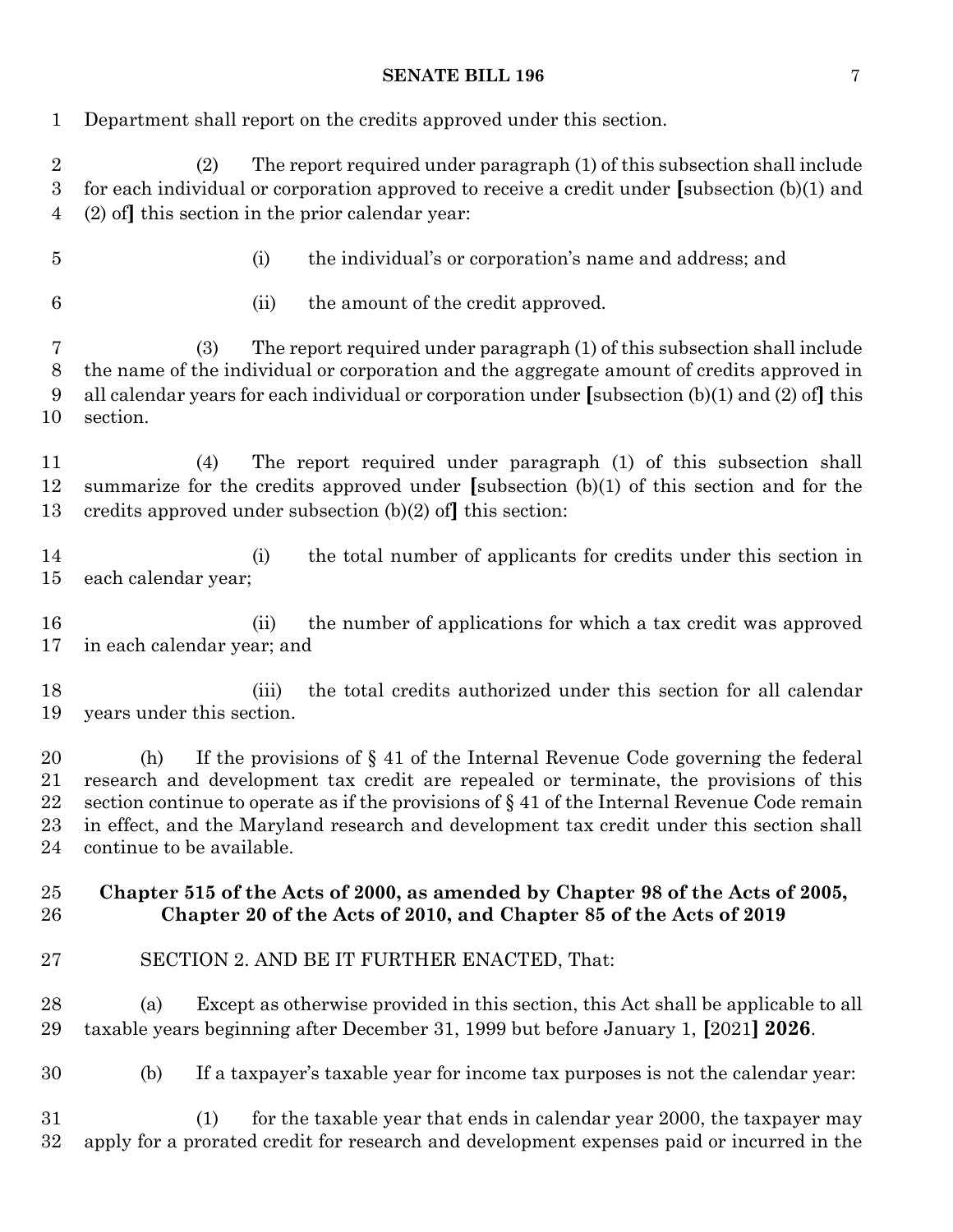Department shall report on the credits approved under this section.

(2) The report required under paragraph (1) of this subsection shall include for each individual or corporation approved to receive a credit under **[**subsection (b)(1) and (2) of**]** this section in the prior calendar year:

(i) the individual's or corporation's name and address; and

(ii) the amount of the credit approved.

(3) The report required under paragraph (1) of this subsection shall include the name of the individual or corporation and the aggregate amount of credits approved in all calendar years for each individual or corporation under **[**subsection (b)(1) and (2) of**]** this section.

(4) The report required under paragraph (1) of this subsection shall summarize for the credits approved under **[**subsection (b)(1) of this section and for the credits approved under subsection (b)(2) of**]** this section:

(i) the total number of applicants for credits under this section in each calendar year;

(ii) the number of applications for which a tax credit was approved in each calendar year; and

(iii) the total credits authorized under this section for all calendar years under this section.

(h) If the provisions of § 41 of the Internal Revenue Code governing the federal research and development tax credit are repealed or terminate, the provisions of this section continue to operate as if the provisions of § 41 of the Internal Revenue Code remain in effect, and the Maryland research and development tax credit under this section shall continue to be available.

**Chapter 515 of the Acts of 2000, as amended by Chapter 98 of the Acts of 2005, Chapter 20 of the Acts of 2010, and Chapter 85 of the Acts of 2019**

SECTION 2. AND BE IT FURTHER ENACTED, That:

(a) Except as otherwise provided in this section, this Act shall be applicable to all taxable years beginning after December 31, 1999 but before January 1, **[**2021**]** **2026**.

(b) If a taxpayer's taxable year for income tax purposes is not the calendar year:

(1) for the taxable year that ends in calendar year 2000, the taxpayer may apply for a prorated credit for research and development expenses paid or incurred in the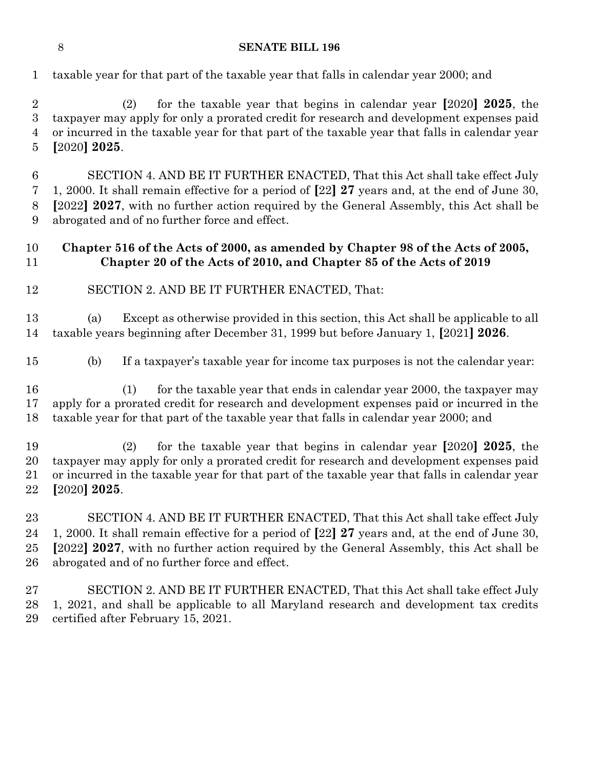taxable year for that part of the taxable year that falls in calendar year 2000; and

(2) for the taxable year that begins in calendar year [2020] **2025**, the taxpayer may apply for only a prorated credit for research and development expenses paid or incurred in the taxable year for that part of the taxable year that falls in calendar year [2020] **2025**.

SECTION 4. AND BE IT FURTHER ENACTED, That this Act shall take effect July 1, 2000. It shall remain effective for a period of [22] **27** years and, at the end of June 30, [2022] **2027**, with no further action required by the General Assembly, this Act shall be abrogated and of no further force and effect.

**Chapter 516 of the Acts of 2000, as amended by Chapter 98 of the Acts of 2005, Chapter 20 of the Acts of 2010, and Chapter 85 of the Acts of 2019**

SECTION 2. AND BE IT FURTHER ENACTED, That:

(a) Except as otherwise provided in this section, this Act shall be applicable to all taxable years beginning after December 31, 1999 but before January 1, [2021] **2026**.

(b) If a taxpayer's taxable year for income tax purposes is not the calendar year:

(1) for the taxable year that ends in calendar year 2000, the taxpayer may apply for a prorated credit for research and development expenses paid or incurred in the taxable year for that part of the taxable year that falls in calendar year 2000; and

(2) for the taxable year that begins in calendar year [2020] **2025**, the taxpayer may apply for only a prorated credit for research and development expenses paid or incurred in the taxable year for that part of the taxable year that falls in calendar year [2020] **2025**.

SECTION 4. AND BE IT FURTHER ENACTED, That this Act shall take effect July 1, 2000. It shall remain effective for a period of [22] **27** years and, at the end of June 30, [2022] **2027**, with no further action required by the General Assembly, this Act shall be abrogated and of no further force and effect.

SECTION 2. AND BE IT FURTHER ENACTED, That this Act shall take effect July 1, 2021, and shall be applicable to all Maryland research and development tax credits certified after February 15, 2021.